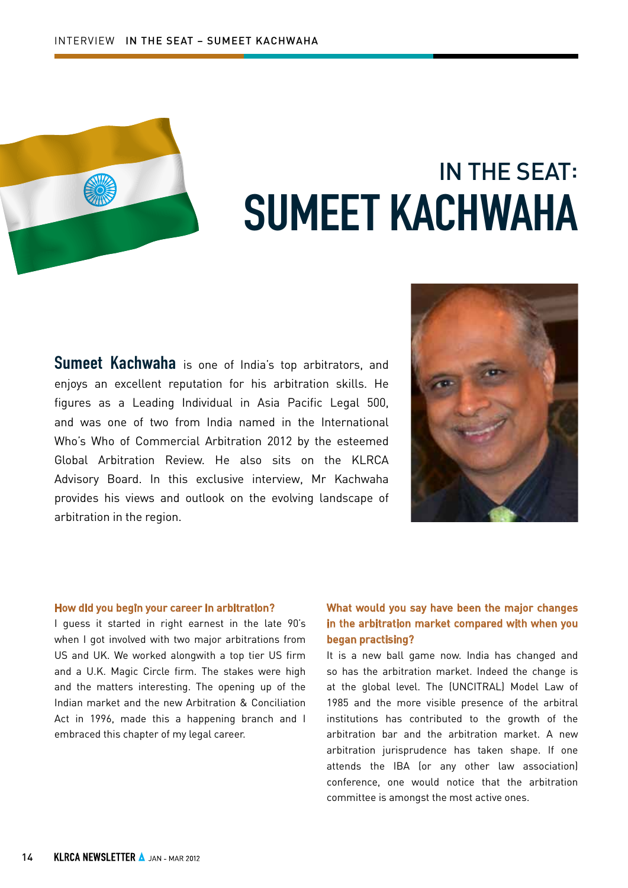# IN THE SEAT:
# SUMEET KACHWAHA

**Sumeet Kachwaha** is one of India's top arbitrators, and enjoys an excellent reputation for his arbitration skills. He figures as a Leading Individual in Asia Pacific Legal 500, and was one of two from India named in the International Who's Who of Commercial Arbitration 2012 by the esteemed Global Arbitration Review. He also sits on the KLRCA Advisory Board. In this exclusive interview, Mr Kachwaha provides his views and outlook on the evolving landscape of arbitration in the region.

**How did you begin your career in arbitration?**

I guess it started in right earnest in the late 90's when I got involved with two major arbitrations from US and UK. We worked alongwith a top tier US firm and a U.K. Magic Circle firm. The stakes were high and the matters interesting. The opening up of the Indian market and the new Arbitration & Conciliation Act in 1996, made this a happening branch and I embraced this chapter of my legal career.

**What would you say have been the major changes in the arbitration market compared with when you began practising?**

It is a new ball game now. India has changed and so has the arbitration market. Indeed the change is at the global level. The (UNCITRAL) Model Law of 1985 and the more visible presence of the arbitral institutions has contributed to the growth of the arbitration bar and the arbitration market. A new arbitration jurisprudence has taken shape. If one attends the IBA (or any other law association) conference, one would notice that the arbitration committee is amongst the most active ones.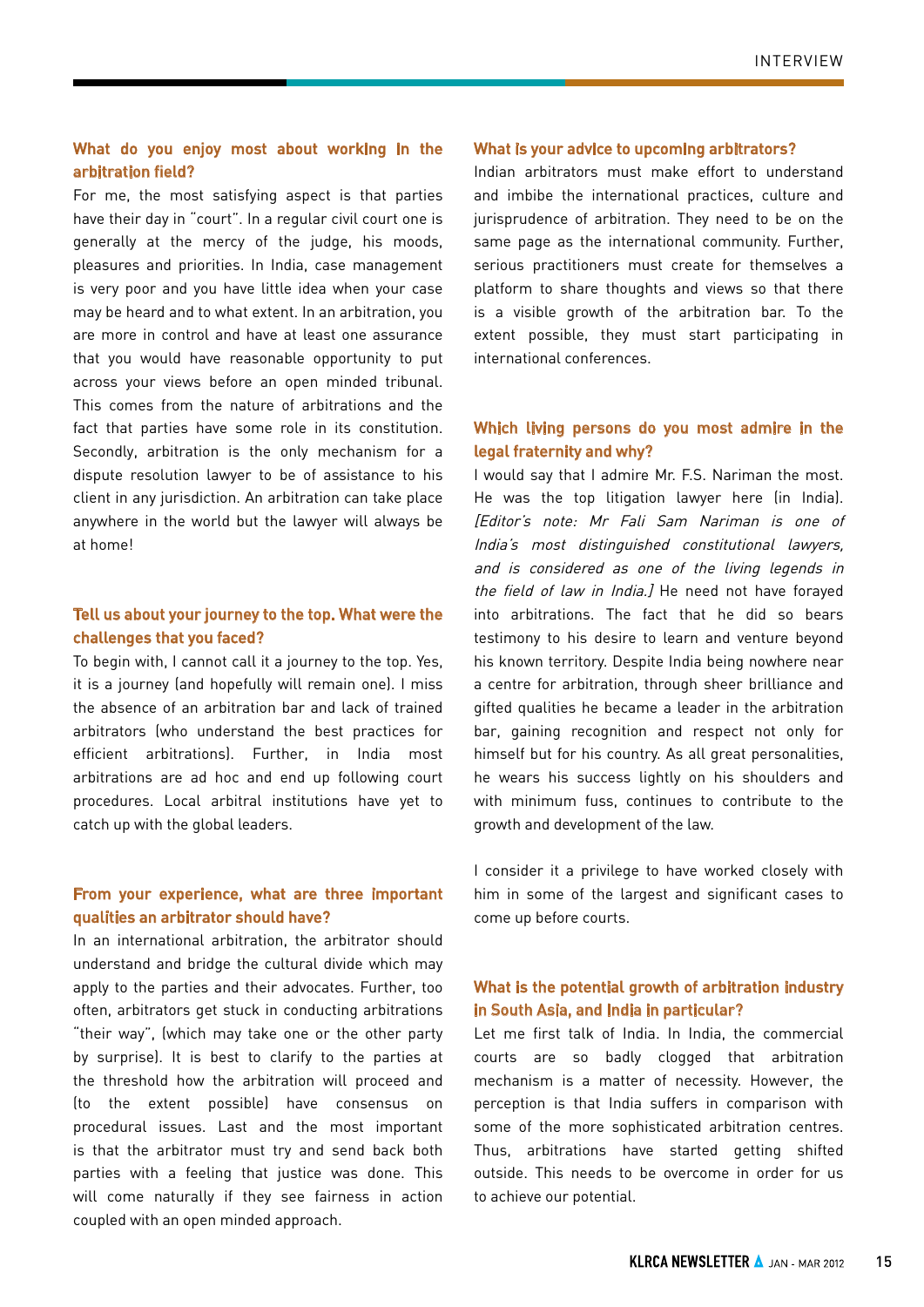### What do you enjoy most about working in the arbitration field?

For me, the most satisfying aspect is that parties have their day in "court". In a regular civil court one is generally at the mercy of the judge, his moods, pleasures and priorities. In India, case management is very poor and you have little idea when your case may be heard and to what extent. In an arbitration, you are more in control and have at least one assurance that you would have reasonable opportunity to put across your views before an open minded tribunal. This comes from the nature of arbitrations and the fact that parties have some role in its constitution. Secondly, arbitration is the only mechanism for a dispute resolution lawyer to be of assistance to his client in any jurisdiction. An arbitration can take place anywhere in the world but the lawyer will always be at home!

### Tell us about your journey to the top. What were the challenges that you faced?

To begin with, I cannot call it a journey to the top. Yes, it is a journey (and hopefully will remain one). I miss the absence of an arbitration bar and lack of trained arbitrators (who understand the best practices for efficient arbitrations). Further, in India most arbitrations are ad hoc and end up following court procedures. Local arbitral institutions have yet to catch up with the global leaders.

### From your experience, what are three important qualities an arbitrator should have?

In an international arbitration, the arbitrator should understand and bridge the cultural divide which may apply to the parties and their advocates. Further, too often, arbitrators get stuck in conducting arbitrations "their way", (which may take one or the other party by surprise). It is best to clarify to the parties at the threshold how the arbitration will proceed and (to the extent possible) have consensus on procedural issues. Last and the most important is that the arbitrator must try and send back both parties with a feeling that justice was done. This will come naturally if they see fairness in action coupled with an open minded approach.

### What is your advice to upcoming arbitrators?

Indian arbitrators must make effort to understand and imbibe the international practices, culture and jurisprudence of arbitration. They need to be on the same page as the international community. Further, serious practitioners must create for themselves a platform to share thoughts and views so that there is a visible growth of the arbitration bar. To the extent possible, they must start participating in international conferences.

### Which living persons do you most admire in the legal fraternity and why?

I would say that I admire Mr. F.S. Nariman the most. He was the top litigation lawyer here (in India). *[Editor's note: Mr Fali Sam Nariman is one of India's most distinguished constitutional lawyers, and is considered as one of the living legends in the field of law in India.]* He need not have forayed into arbitrations. The fact that he did so bears testimony to his desire to learn and venture beyond his known territory. Despite India being nowhere near a centre for arbitration, through sheer brilliance and gifted qualities he became a leader in the arbitration bar, gaining recognition and respect not only for himself but for his country. As all great personalities, he wears his success lightly on his shoulders and with minimum fuss, continues to contribute to the growth and development of the law.

I consider it a privilege to have worked closely with him in some of the largest and significant cases to come up before courts.

### What is the potential growth of arbitration industry in South Asia, and India in particular?

Let me first talk of India. In India, the commercial courts are so badly clogged that arbitration mechanism is a matter of necessity. However, the perception is that India suffers in comparison with some of the more sophisticated arbitration centres. Thus, arbitrations have started getting shifted outside. This needs to be overcome in order for us to achieve our potential.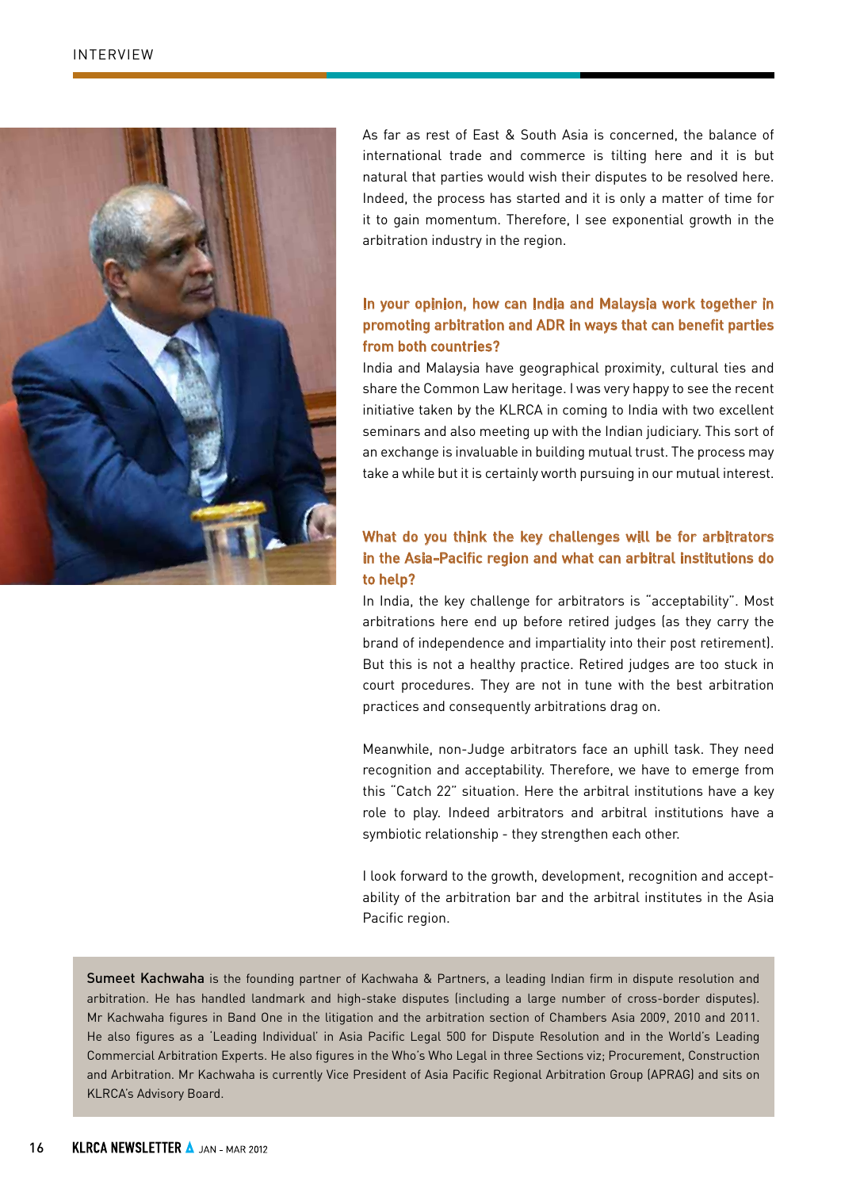As far as rest of East & South Asia is concerned, the balance of international trade and commerce is tilting here and it is but natural that parties would wish their disputes to be resolved here. Indeed, the process has started and it is only a matter of time for it to gain momentum. Therefore, I see exponential growth in the arbitration industry in the region.

**In your opinion, how can India and Malaysia work together in promoting arbitration and ADR in ways that can benefit parties from both countries?**

India and Malaysia have geographical proximity, cultural ties and share the Common Law heritage. I was very happy to see the recent initiative taken by the KLRCA in coming to India with two excellent seminars and also meeting up with the Indian judiciary. This sort of an exchange is invaluable in building mutual trust. The process may take a while but it is certainly worth pursuing in our mutual interest.

**What do you think the key challenges will be for arbitrators in the Asia-Pacific region and what can arbitral institutions do to help?**

In India, the key challenge for arbitrators is "acceptability". Most arbitrations here end up before retired judges (as they carry the brand of independence and impartiality into their post retirement). But this is not a healthy practice. Retired judges are too stuck in court procedures. They are not in tune with the best arbitration practices and consequently arbitrations drag on.

Meanwhile, non-Judge arbitrators face an uphill task. They need recognition and acceptability. Therefore, we have to emerge from this "Catch 22" situation. Here the arbitral institutions have a key role to play. Indeed arbitrators and arbitral institutions have a symbiotic relationship - they strengthen each other.

I look forward to the growth, development, recognition and acceptability of the arbitration bar and the arbitral institutes in the Asia Pacific region.

Sumeet Kachwaha is the founding partner of Kachwaha & Partners, a leading Indian firm in dispute resolution and arbitration. He has handled landmark and high-stake disputes (including a large number of cross-border disputes). Mr Kachwaha figures in Band One in the litigation and the arbitration section of Chambers Asia 2009, 2010 and 2011. He also figures as a 'Leading Individual' in Asia Pacific Legal 500 for Dispute Resolution and in the World's Leading Commercial Arbitration Experts. He also figures in the Who's Who Legal in three Sections viz; Procurement, Construction and Arbitration. Mr Kachwaha is currently Vice President of Asia Pacific Regional Arbitration Group (APRAG) and sits on KLRCA's Advisory Board.